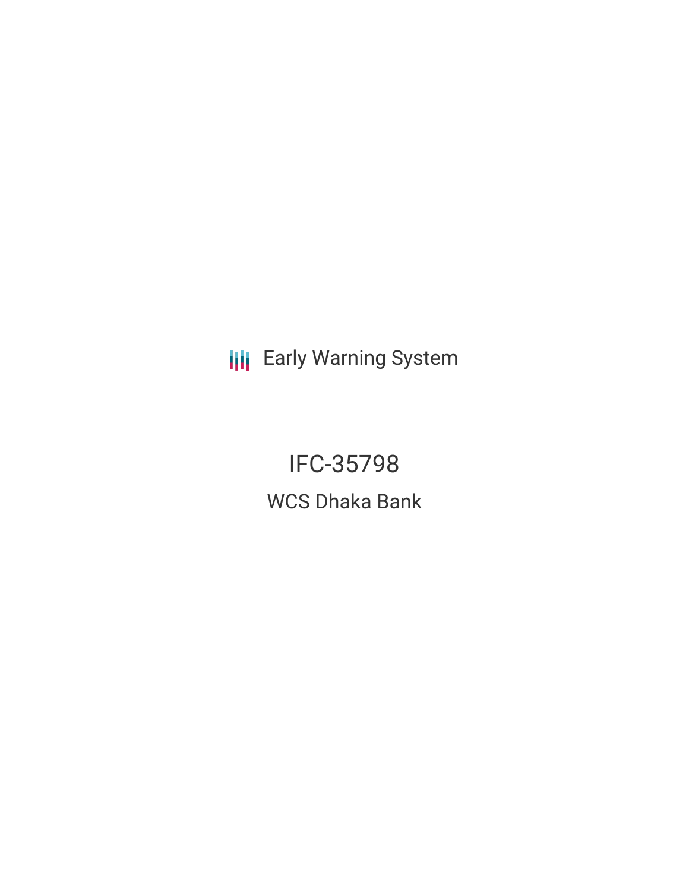Early Warning System

# IFC-35798

## WCS Dhaka Bank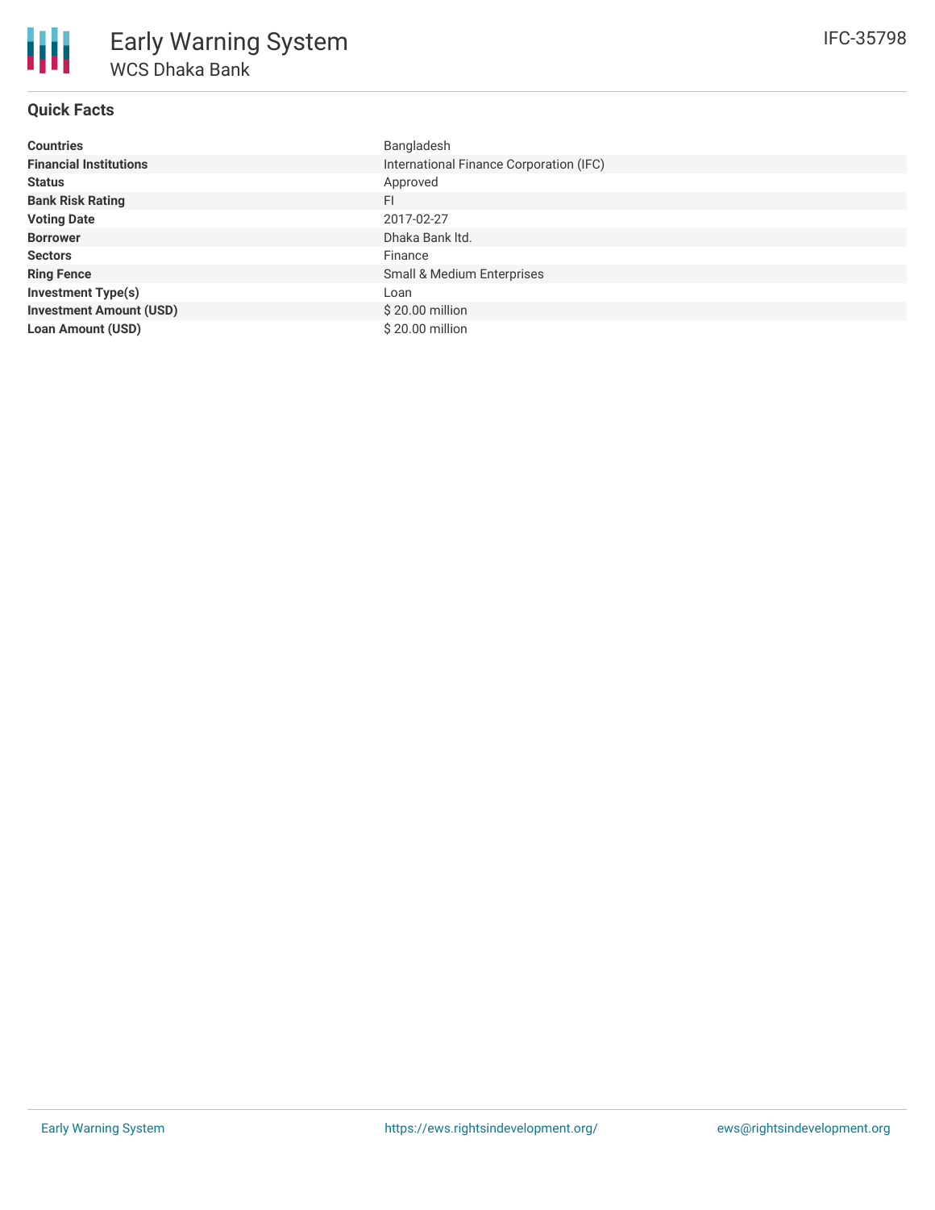# Early Warning System

## WCS Dhaka Bank

IFC-35798

### Quick Facts

| | |
|---|---|
| **Countries** | Bangladesh |
| **Financial Institutions** | International Finance Corporation (IFC) |
| **Status** | Approved |
| **Bank Risk Rating** | FI |
| **Voting Date** | 2017-02-27 |
| **Borrower** | Dhaka Bank ltd. |
| **Sectors** | Finance |
| **Ring Fence** | Small & Medium Enterprises |
| **Investment Type(s)** | Loan |
| **Investment Amount (USD)** | $ 20.00 million |
| **Loan Amount (USD)** | $ 20.00 million |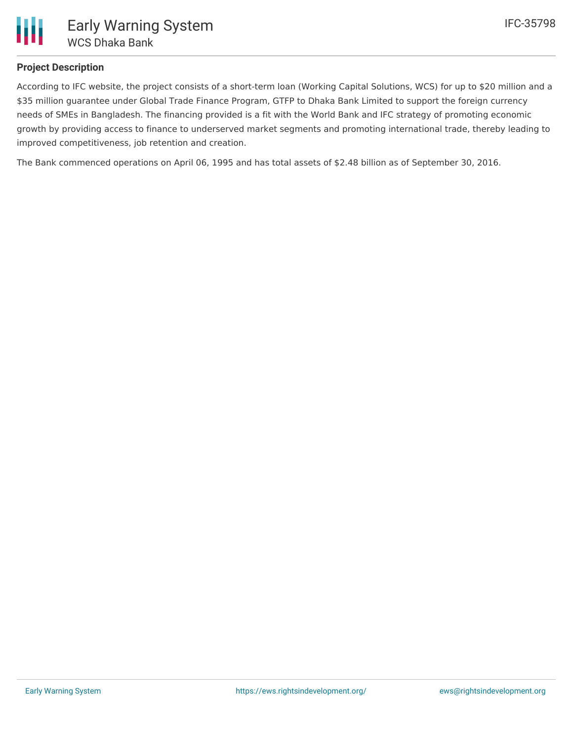## Project Description

According to IFC website, the project consists of a short-term loan (Working Capital Solutions, WCS) for up to $20 million and a $35 million guarantee under Global Trade Finance Program, GTFP to Dhaka Bank Limited to support the foreign currency needs of SMEs in Bangladesh. The financing provided is a fit with the World Bank and IFC strategy of promoting economic growth by providing access to finance to underserved market segments and promoting international trade, thereby leading to improved competitiveness, job retention and creation.

The Bank commenced operations on April 06, 1995 and has total assets of $2.48 billion as of September 30, 2016.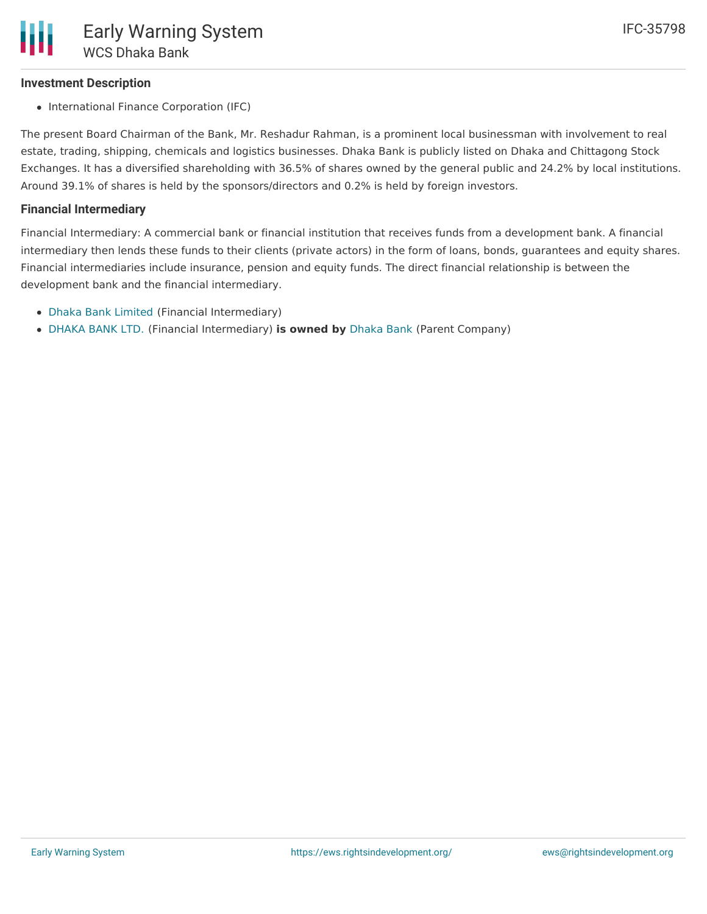### Investment Description

- International Finance Corporation (IFC)

The present Board Chairman of the Bank, Mr. Reshadur Rahman, is a prominent local businessman with involvement to real estate, trading, shipping, chemicals and logistics businesses. Dhaka Bank is publicly listed on Dhaka and Chittagong Stock Exchanges. It has a diversified shareholding with 36.5% of shares owned by the general public and 24.2% by local institutions. Around 39.1% of shares is held by the sponsors/directors and 0.2% is held by foreign investors.

### Financial Intermediary

Financial Intermediary: A commercial bank or financial institution that receives funds from a development bank. A financial intermediary then lends these funds to their clients (private actors) in the form of loans, bonds, guarantees and equity shares. Financial intermediaries include insurance, pension and equity funds. The direct financial relationship is between the development bank and the financial intermediary.

- Dhaka Bank Limited (Financial Intermediary)
- DHAKA BANK LTD. (Financial Intermediary) **is owned by** Dhaka Bank (Parent Company)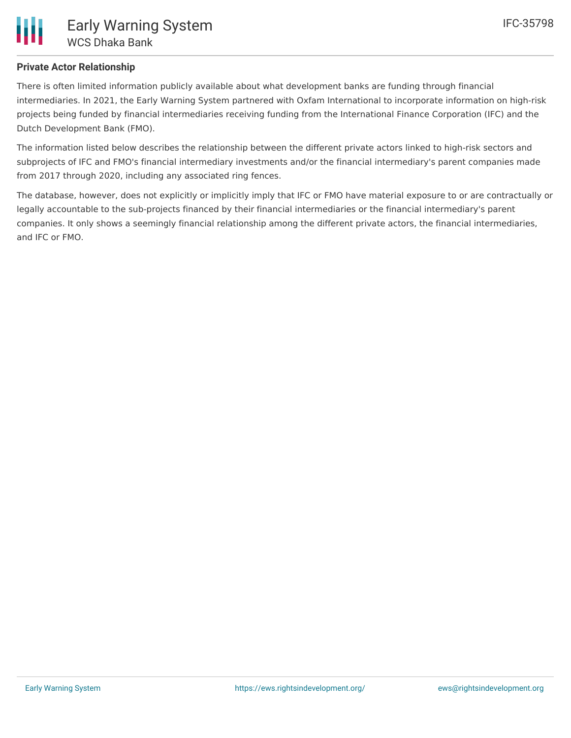**Private Actor Relationship**

There is often limited information publicly available about what development banks are funding through financial intermediaries. In 2021, the Early Warning System partnered with Oxfam International to incorporate information on high-risk projects being funded by financial intermediaries receiving funding from the International Finance Corporation (IFC) and the Dutch Development Bank (FMO).

The information listed below describes the relationship between the different private actors linked to high-risk sectors and subprojects of IFC and FMO's financial intermediary investments and/or the financial intermediary's parent companies made from 2017 through 2020, including any associated ring fences.

The database, however, does not explicitly or implicitly imply that IFC or FMO have material exposure to or are contractually or legally accountable to the sub-projects financed by their financial intermediaries or the financial intermediary's parent companies. It only shows a seemingly financial relationship among the different private actors, the financial intermediaries, and IFC or FMO.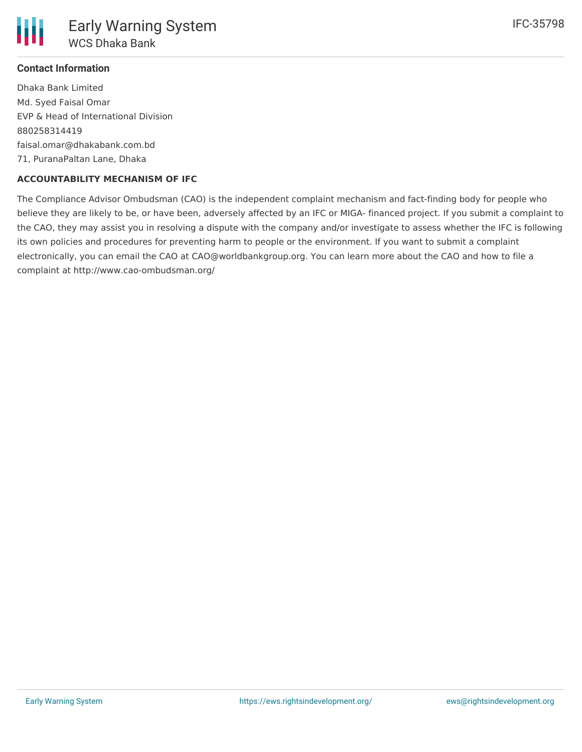### Contact Information

Dhaka Bank Limited
Md. Syed Faisal Omar
EVP & Head of International Division
880258314419
faisal.omar@dhakabank.com.bd
71, PuranaPaltan Lane, Dhaka

**ACCOUNTABILITY MECHANISM OF IFC**

The Compliance Advisor Ombudsman (CAO) is the independent complaint mechanism and fact-finding body for people who believe they are likely to be, or have been, adversely affected by an IFC or MIGA- financed project. If you submit a complaint to the CAO, they may assist you in resolving a dispute with the company and/or investigate to assess whether the IFC is following its own policies and procedures for preventing harm to people or the environment. If you want to submit a complaint electronically, you can email the CAO at CAO@worldbankgroup.org. You can learn more about the CAO and how to file a complaint at http://www.cao-ombudsman.org/